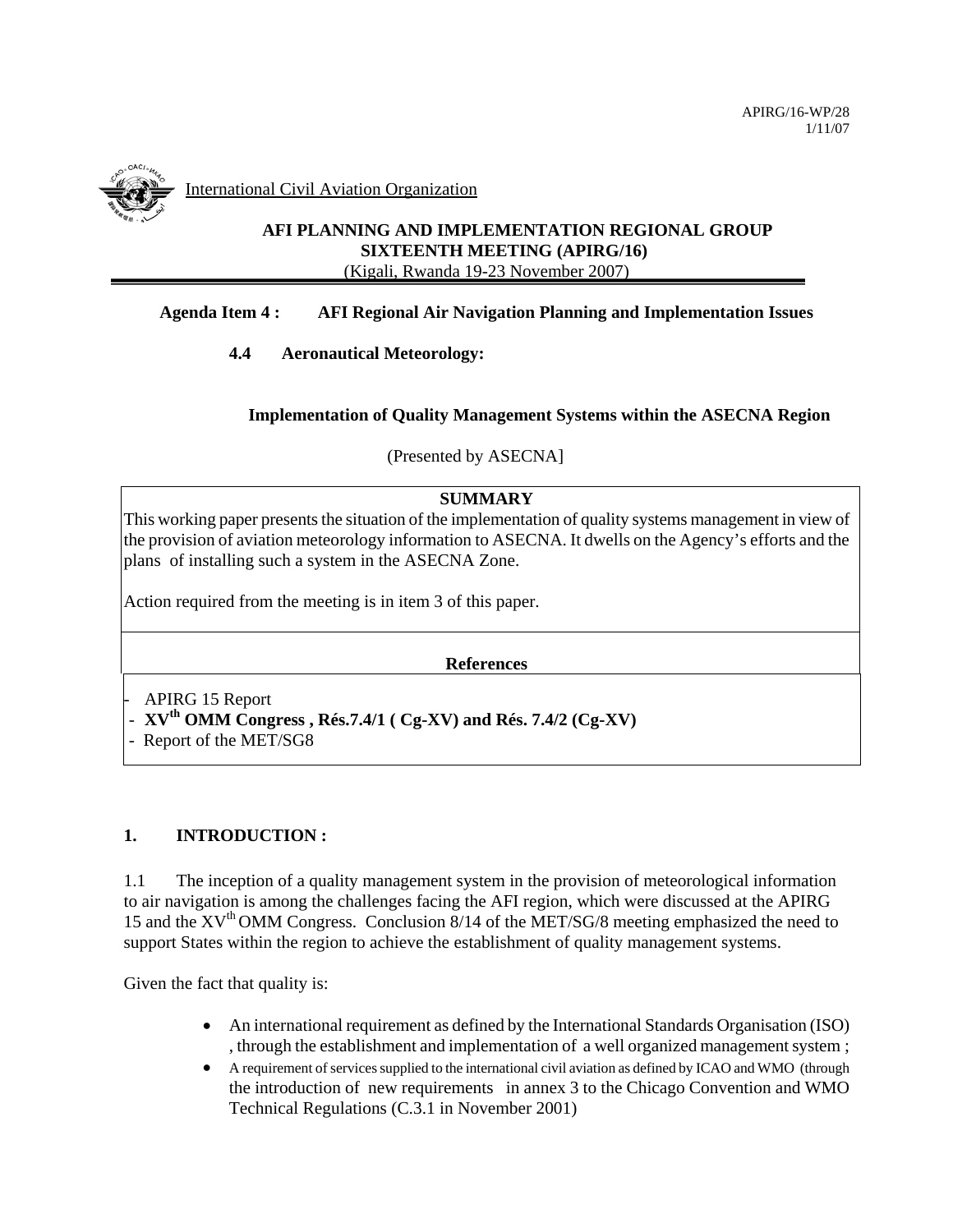APIRG/16-WP/28
1/11/07

International Civil Aviation Organization

**AFI PLANNING AND IMPLEMENTATION REGIONAL GROUP**
**SIXTEENTH MEETING (APIRG/16)**
(Kigali, Rwanda 19-23 November 2007)

**Agenda Item 4 : AFI Regional Air Navigation Planning and Implementation Issues**

**4.4 Aeronautical Meteorology:**

**Implementation of Quality Management Systems within the ASECNA Region**

(Presented by ASECNA]

**SUMMARY**

This working paper presents the situation of the implementation of quality systems management in view of the provision of aviation meteorology information to ASECNA. It dwells on the Agency's efforts and the plans of installing such a system in the ASECNA Zone.

Action required from the meeting is in item 3 of this paper.

**References**

- APIRG 15 Report
- **XV<sup>th</sup> OMM Congress , Rés.7.4/1 ( Cg-XV) and Rés. 7.4/2 (Cg-XV)**
- Report of the MET/SG8

## 1. INTRODUCTION :

1.1 The inception of a quality management system in the provision of meteorological information to air navigation is among the challenges facing the AFI region, which were discussed at the APIRG 15 and the XV<sup>th</sup> OMM Congress. Conclusion 8/14 of the MET/SG/8 meeting emphasized the need to support States within the region to achieve the establishment of quality management systems.

Given the fact that quality is:

- An international requirement as defined by the International Standards Organisation (ISO) , through the establishment and implementation of a well organized management system ;
- A requirement of services supplied to the international civil aviation as defined by ICAO and WMO (through the introduction of new requirements in annex 3 to the Chicago Convention and WMO Technical Regulations (C.3.1 in November 2001)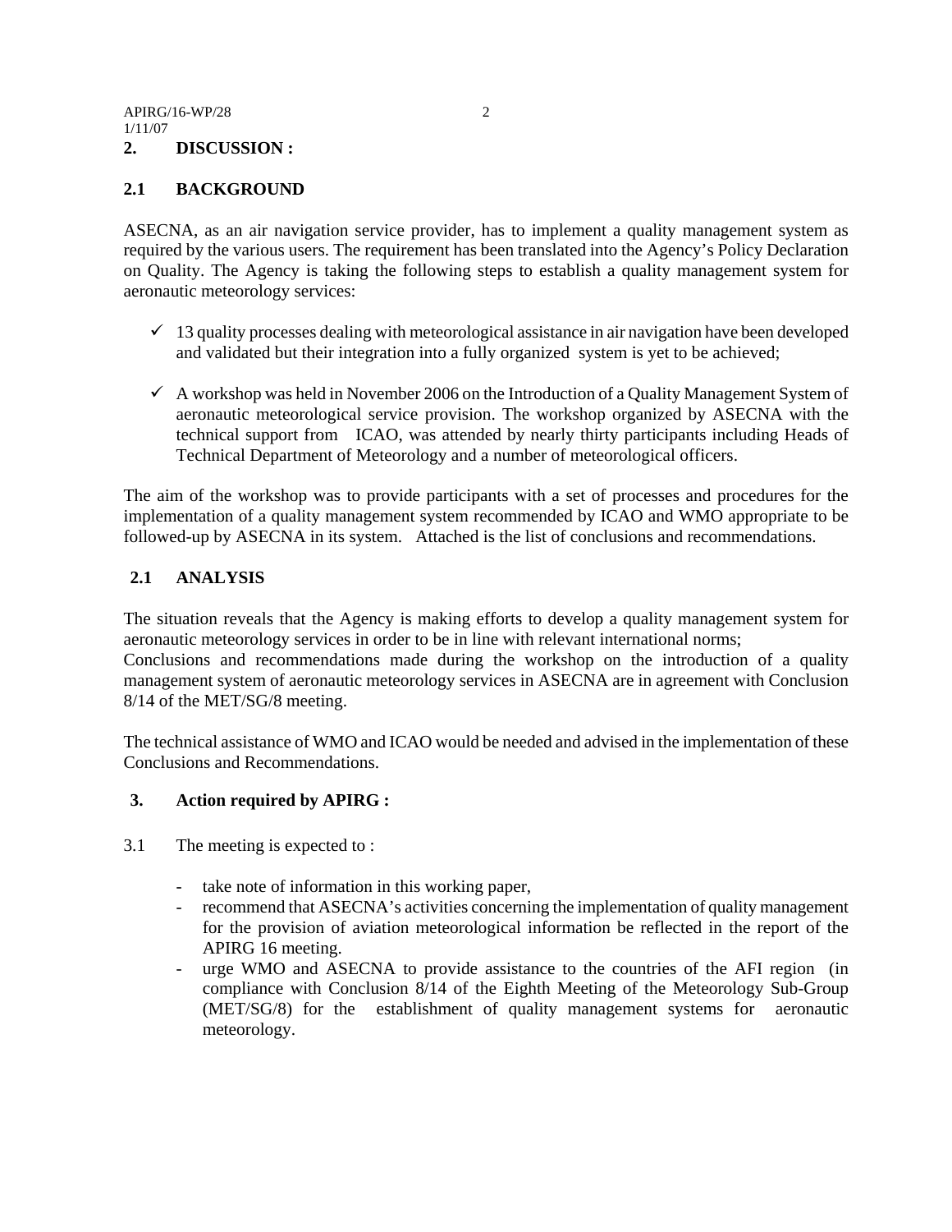## 2. DISCUSSION :

### 2.1 BACKGROUND

ASECNA, as an air navigation service provider, has to implement a quality management system as required by the various users. The requirement has been translated into the Agency's Policy Declaration on Quality. The Agency is taking the following steps to establish a quality management system for aeronautic meteorology services:

- ✓ 13 quality processes dealing with meteorological assistance in air navigation have been developed and validated but their integration into a fully organized system is yet to be achieved;
- ✓ A workshop was held in November 2006 on the Introduction of a Quality Management System of aeronautic meteorological service provision. The workshop organized by ASECNA with the technical support from ICAO, was attended by nearly thirty participants including Heads of Technical Department of Meteorology and a number of meteorological officers.

The aim of the workshop was to provide participants with a set of processes and procedures for the implementation of a quality management system recommended by ICAO and WMO appropriate to be followed-up by ASECNA in its system. Attached is the list of conclusions and recommendations.

### 2.1 ANALYSIS

The situation reveals that the Agency is making efforts to develop a quality management system for aeronautic meteorology services in order to be in line with relevant international norms;
Conclusions and recommendations made during the workshop on the introduction of a quality management system of aeronautic meteorology services in ASECNA are in agreement with Conclusion 8/14 of the MET/SG/8 meeting.

The technical assistance of WMO and ICAO would be needed and advised in the implementation of these Conclusions and Recommendations.

## 3. Action required by APIRG :

3.1 The meeting is expected to :

- take note of information in this working paper,
- recommend that ASECNA's activities concerning the implementation of quality management for the provision of aviation meteorological information be reflected in the report of the APIRG 16 meeting.
- urge WMO and ASECNA to provide assistance to the countries of the AFI region (in compliance with Conclusion 8/14 of the Eighth Meeting of the Meteorology Sub-Group (MET/SG/8) for the establishment of quality management systems for aeronautic meteorology.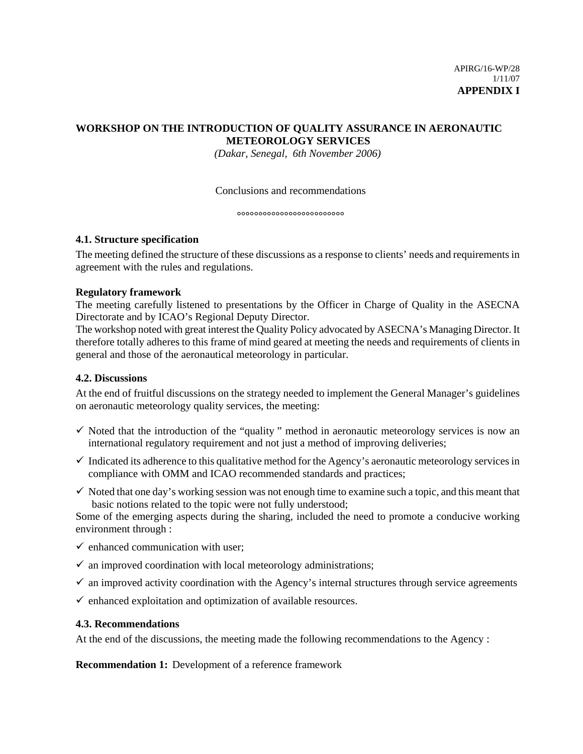APIRG/16-WP/28
1/11/07
**APPENDIX I**

**WORKSHOP ON THE INTRODUCTION OF QUALITY ASSURANCE IN AERONAUTIC METEOROLOGY SERVICES**

*(Dakar, Senegal, 6th November 2006)*

Conclusions and recommendations

°°°°°°°°°°°°°°°°°°°°°°°°°°

**4.1. Structure specification**

The meeting defined the structure of these discussions as a response to clients' needs and requirements in agreement with the rules and regulations.

**Regulatory framework**

The meeting carefully listened to presentations by the Officer in Charge of Quality in the ASECNA Directorate and by ICAO's Regional Deputy Director.

The workshop noted with great interest the Quality Policy advocated by ASECNA's Managing Director. It therefore totally adheres to this frame of mind geared at meeting the needs and requirements of clients in general and those of the aeronautical meteorology in particular.

**4.2. Discussions**

At the end of fruitful discussions on the strategy needed to implement the General Manager's guidelines on aeronautic meteorology quality services, the meeting:

- ✓ Noted that the introduction of the "quality " method in aeronautic meteorology services is now an international regulatory requirement and not just a method of improving deliveries;
- ✓ Indicated its adherence to this qualitative method for the Agency's aeronautic meteorology services in compliance with OMM and ICAO recommended standards and practices;
- ✓ Noted that one day's working session was not enough time to examine such a topic, and this meant that basic notions related to the topic were not fully understood;

Some of the emerging aspects during the sharing, included the need to promote a conducive working environment through :

- ✓ enhanced communication with user;
- ✓ an improved coordination with local meteorology administrations;
- ✓ an improved activity coordination with the Agency's internal structures through service agreements
- ✓ enhanced exploitation and optimization of available resources.

**4.3. Recommendations**

At the end of the discussions, the meeting made the following recommendations to the Agency :

**Recommendation 1:** Development of a reference framework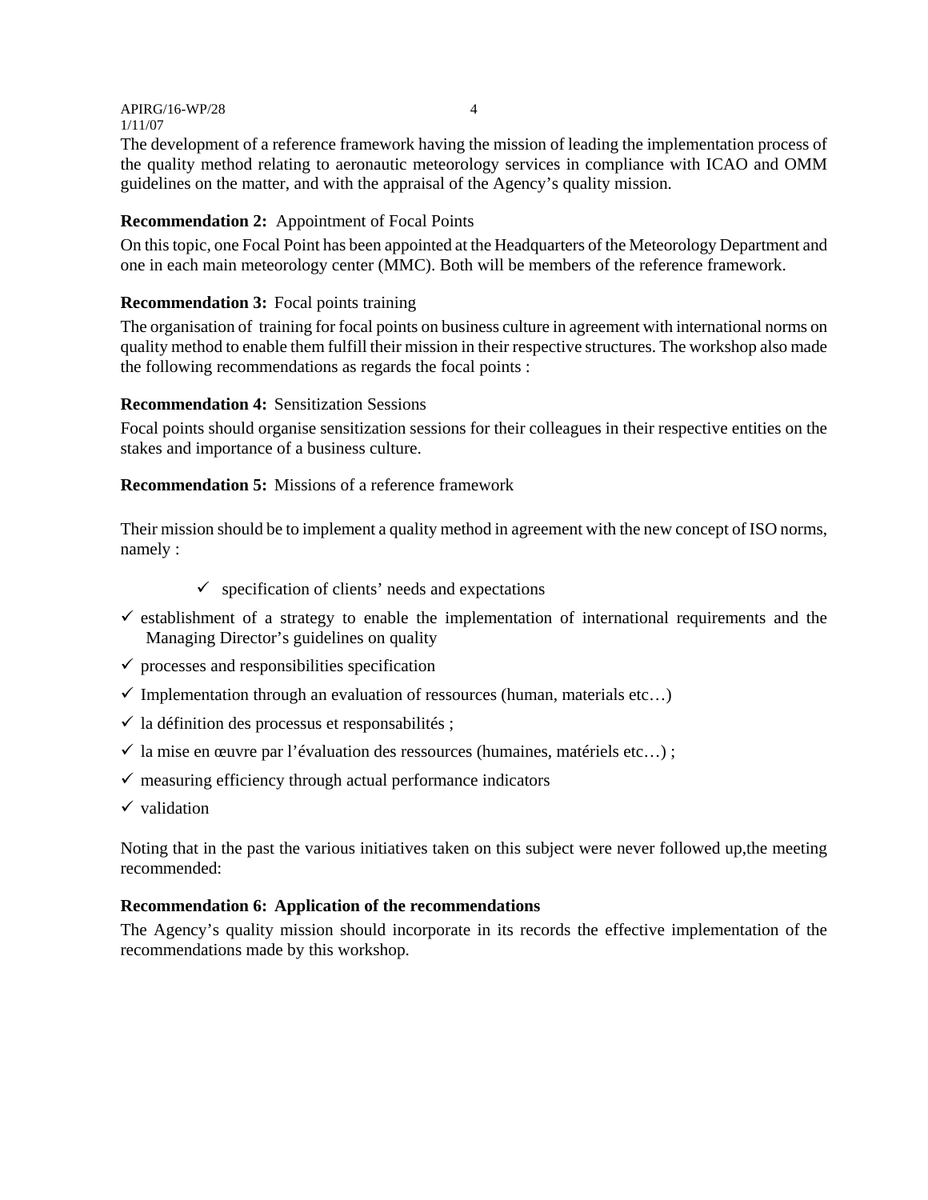The development of a reference framework having the mission of leading the implementation process of the quality method relating to aeronautic meteorology services in compliance with ICAO and OMM guidelines on the matter, and with the appraisal of the Agency's quality mission.

**Recommendation 2:** Appointment of Focal Points

On this topic, one Focal Point has been appointed at the Headquarters of the Meteorology Department and one in each main meteorology center (MMC). Both will be members of the reference framework.

**Recommendation 3:** Focal points training

The organisation of training for focal points on business culture in agreement with international norms on quality method to enable them fulfill their mission in their respective structures. The workshop also made the following recommendations as regards the focal points :

**Recommendation 4:** Sensitization Sessions

Focal points should organise sensitization sessions for their colleagues in their respective entities on the stakes and importance of a business culture.

**Recommendation 5:** Missions of a reference framework

Their mission should be to implement a quality method in agreement with the new concept of ISO norms, namely :

- ✓ specification of clients' needs and expectations
- ✓ establishment of a strategy to enable the implementation of international requirements and the Managing Director's guidelines on quality
- ✓ processes and responsibilities specification
- ✓ Implementation through an evaluation of ressources (human, materials etc…)
- ✓ la définition des processus et responsabilités ;
- ✓ la mise en œuvre par l'évaluation des ressources (humaines, matériels etc…) ;
- ✓ measuring efficiency through actual performance indicators
- ✓ validation

Noting that in the past the various initiatives taken on this subject were never followed up,the meeting recommended:

**Recommendation 6: Application of the recommendations**

The Agency's quality mission should incorporate in its records the effective implementation of the recommendations made by this workshop.